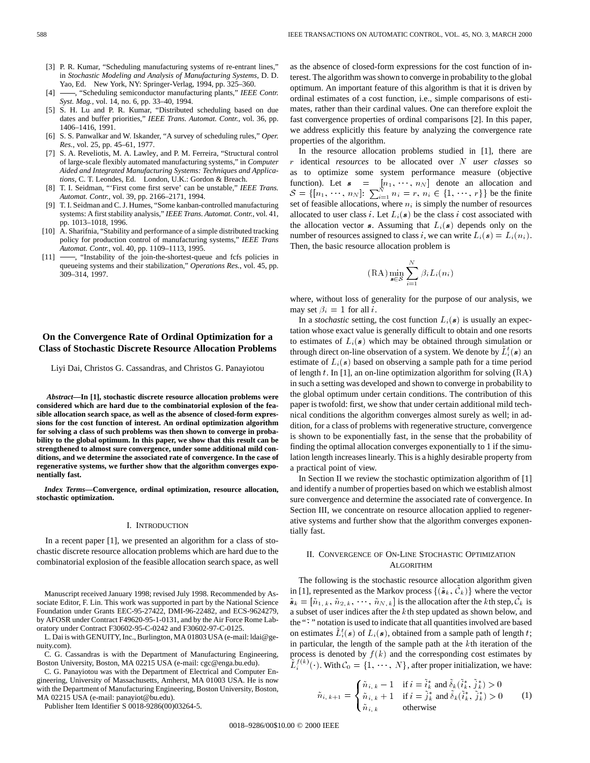[3] P. R. Kumar, "Scheduling manufacturing systems of re-entrant lines," in *Stochastic Modeling and Analysis of Manufacturing Systems*, D. D. Yao, Ed. New York, NY: Springer-Verlag, 1994, pp. 325–360.

[4] ——, "Scheduling semiconductor manufacturing plants," *IEEE Contr. Syst. Mag.*, vol. 14, no. 6, pp. 33–40, 1994.

[5] S. H. Lu and P. R. Kumar, "Distributed scheduling based on due dates and buffer priorities," *IEEE Trans. Automat. Contr.*, vol. 36, pp. 1406–1416, 1991.

[6] S. S. Panwalkar and W. Iskander, "A survey of scheduling rules," *Oper. Res.*, vol. 25, pp. 45–61, 1977.

[7] S. A. Reveliotis, M. A. Lawley, and P. M. Ferreira, "Structural control of large-scale flexibly automated manufacturing systems," in *Computer Aided and Integrated Manufacturing Systems: Techniques and Applications*, C. T. Leondes, Ed. London, U.K.: Gordon & Breach.

[8] T. I. Seidman, "'First come first serve' can be unstable," *IEEE Trans. Automat. Contr.*, vol. 39, pp. 2166–2171, 1994.

[9] T. I. Seidman and C. J. Humes, "Some kanban-controlled manufacturing systems: A first stability analysis," *IEEE Trans. Automat. Contr.*, vol. 41, pp. 1013–1018, 1996.

[10] A. Sharifnia, "Stability and performance of a simple distributed tracking policy for production control of manufacturing systems," *IEEE Trans Automat. Contr.*, vol. 40, pp. 1109–1113, 1995.

[11] ——, "Instability of the join-the-shortest-queue and fcfs policies in queueing systems and their stabilization," *Operations Res.*, vol. 45, pp. 309–314, 1997.

# On the Convergence Rate of Ordinal Optimization for a Class of Stochastic Discrete Resource Allocation Problems

Liyi Dai, Christos G. Cassandras, and Christos G. Panayiotou

***Abstract*—In [1], stochastic discrete resource allocation problems were considered which are hard due to the combinatorial explosion of the feasible allocation search space, as well as the absence of closed-form expressions for the cost function of interest. An ordinal optimization algorithm for solving a class of such problems was then shown to converge in probability to the global optimum. In this paper, we show that this result can be strengthened to almost sure convergence, under some additional mild conditions, and we determine the associated rate of convergence. In the case of regenerative systems, we further show that the algorithm converges exponentially fast.**

***Index Terms*—Convergence, ordinal optimization, resource allocation, stochastic optimization.**

## I. Introduction

In a recent paper [1], we presented an algorithm for a class of stochastic discrete resource allocation problems which are hard due to the combinatorial explosion of the feasible allocation search space, as well as the absence of closed-form expressions for the cost function of interest. The algorithm was shown to converge in probability to the global optimum. An important feature of this algorithm is that it is driven by ordinal estimates of a cost function, i.e., simple comparisons of estimates, rather than their cardinal values. One can therefore exploit the fast convergence properties of ordinal comparisons [2]. In this paper, we address explicitly this feature by analyzing the convergence rate properties of the algorithm.

In the resource allocation problems studied in [1], there are $r$ identical *resources* to be allocated over $N$ *user classes* so as to optimize some system performance measure (objective function). Let $\boldsymbol{s} = [n_1, \cdots, n_N]$ denote an allocation and $\mathcal{S} = \{[n_1, \cdots, n_N]: \sum_{i=1}^{N} n_i = r,\, n_i \in \{1, \cdots, r\}\}$ be the finite set of feasible allocations, where $n_i$ is simply the number of resources allocated to user class $i$. Let $L_i(\boldsymbol{s})$ be the class $i$ cost associated with the allocation vector $\boldsymbol{s}$. Assuming that $L_i(\boldsymbol{s})$ depends only on the number of resources assigned to class $i$, we can write $L_i(\boldsymbol{s}) = L_i(n_i)$. Then, the basic resource allocation problem is

$$(\mathrm{RA}) \min_{\boldsymbol{s} \in \mathcal{S}} \sum_{i=1}^{N} \beta_i L_i(n_i)$$

where, without loss of generality for the purpose of our analysis, we may set $\beta_i = 1$ for all $i$.

In a *stochastic* setting, the cost function $L_i(\boldsymbol{s})$ is usually an expectation whose exact value is generally difficult to obtain and one resorts to estimates of $L_i(\boldsymbol{s})$ which may be obtained through simulation or through direct on-line observation of a system. We denote by $\tilde{L}_i^t(\boldsymbol{s})$ an estimate of $L_i(\boldsymbol{s})$ based on observing a sample path for a time period of length $t$. In [1], an on-line optimization algorithm for solving $(\mathrm{RA})$ in such a setting was developed and shown to converge in probability to the global optimum under certain conditions. The contribution of this paper is twofold: first, we show that under certain additional mild technical conditions the algorithm converges almost surely as well; in addition, for a class of problems with regenerative structure, convergence is shown to be exponentially fast, in the sense that the probability of finding the optimal allocation converges exponentially to 1 if the simulation length increases linearly. This is a highly desirable property from a practical point of view.

In Section II we review the stochastic optimization algorithm of [1] and identify a number of properties based on which we establish almost sure convergence and determine the associated rate of convergence. In Section III, we concentrate on resource allocation applied to regenerative systems and further show that the algorithm converges exponentially fast.

## II. Convergence of On-Line Stochastic Optimization Algorithm

The following is the stochastic resource allocation algorithm given in [1], represented as the Markov process $\{(\tilde{\boldsymbol{s}}_k, \tilde{\mathcal{C}}_k)\}$ where the vector $\tilde{\boldsymbol{s}}_k = [\tilde{n}_{1,k}, \tilde{n}_{2,k}, \cdots, \tilde{n}_{N,k}]$ is the allocation after the $k$th step, $\tilde{\mathcal{C}}_k$ is a subset of user indices after the $k$th step updated as shown below, and the "$\tilde{\ }$" notation is used to indicate that all quantities involved are based on estimates $\tilde{L}_i^t(\boldsymbol{s})$ of $L_i(\boldsymbol{s})$, obtained from a sample path of length $t$; in particular, the length of the sample path at the $k$th iteration of the process is denoted by $f(k)$ and the corresponding cost estimates by $\tilde{L}_i^{f(k)}(\cdot)$. With $\mathcal{C}_0 = \{1, \cdots, N\}$, after proper initialization, we have:

$$\tilde{n}_{i,k+1} = \begin{cases} \tilde{n}_{i,k} - 1 & \text{if } i = \tilde{i}_k^* \text{ and } \tilde{\delta}_k(\tilde{i}_k^*, \tilde{j}_k^*) > 0 \\ \tilde{n}_{i,k} + 1 & \text{if } i = \tilde{j}_k^* \text{ and } \tilde{\delta}_k(\tilde{i}_k^*, \tilde{j}_k^*) > 0 \\ \tilde{n}_{i,k} & \text{otherwise} \end{cases} \tag{1}$$

Manuscript received January 1998; revised July 1998. Recommended by Associate Editor, F. Lin. This work was supported in part by the National Science Foundation under Grants EEC-95-27422, DMI-96-22482, and ECS-9624279, by AFOSR under Contract F49620-95-1-0131, and by the Air Force Rome Laboratory under Contract F30602-95-C-0242 and F30602-97-C-0125.

L. Dai is with GENUITY, Inc., Burlington, MA 01803 USA (e-mail: ldai@genuity.com).

C. G. Cassandras is with the Department of Manufacturing Engineering, Boston University, Boston, MA 02215 USA (e-mail: cgc@enga.bu.edu).

C. G. Panayiotou was with the Department of Electrical and Computer Engineering, University of Massachusetts, Amherst, MA 01003 USA. He is now with the Department of Manufacturing Engineering, Boston University, Boston, MA 02215 USA (e-mail: panayiot@bu.edu).

Publisher Item Identifier S 0018-9286(00)03264-5.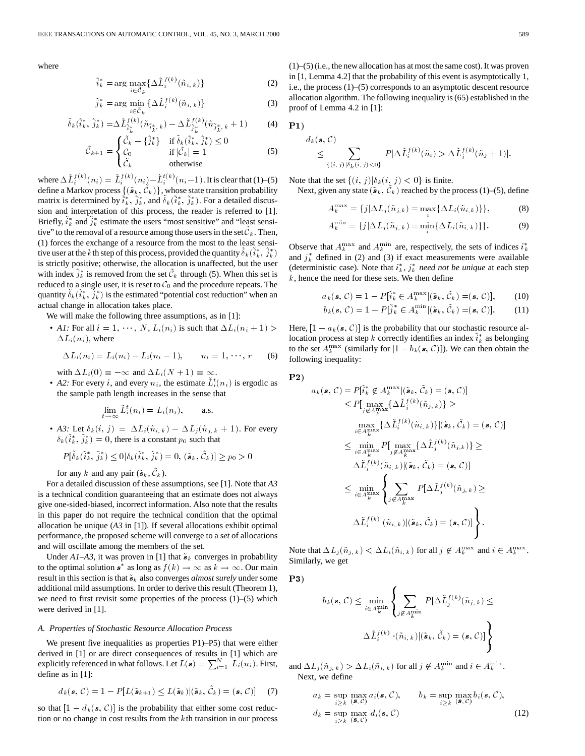where

$$\tilde{i}_k^* = \arg\max_{i \in \tilde{\mathcal{C}}_k} \{\Delta \tilde{L}_i^{f(k)}(\tilde{n}_{i,k})\} \tag{2}$$

$$\tilde{j}_k^* = \arg\min_{i \in \tilde{\mathcal{C}}_k} \{\Delta \tilde{L}_i^{f(k)}(\tilde{n}_{i,k})\} \tag{3}$$

$$\tilde{\delta}_k(\tilde{i}_k^*, \tilde{j}_k^*) = \Delta \tilde{L}_{\tilde{i}_k^*}^{f(k)}(\tilde{n}_{\tilde{i}_k^*,k}) - \Delta \tilde{L}_{\tilde{j}_k^*}^{f(k)}(\tilde{n}_{\tilde{j}_k^*,k} + 1) \tag{4}$$

$$\tilde{\mathcal{C}}_{k+1} = \begin{cases} \tilde{\mathcal{C}}_k - \{\tilde{j}_k^*\} & \text{if } \tilde{\delta}_k(\tilde{i}_k^*, \tilde{j}_k^*) \le 0 \\ \mathcal{C}_0 & \text{if } |\tilde{\mathcal{C}}_k| = 1 \\ \tilde{\mathcal{C}}_k & \text{otherwise} \end{cases} \tag{5}$$

where $\Delta \tilde{L}_i^{f(k)}(n_i) = \tilde{L}_i^{f(k)}(n_i) - \tilde{L}_i^{t(k)}(n_i - 1)$. It is clear that (1)–(5) define a Markov process $\{(\tilde{\boldsymbol{s}}_k, \tilde{\mathcal{C}}_k)\}$, whose state transition probability matrix is determined by $\tilde{i}_k^*$, $\tilde{j}_k^*$, and $\tilde{\delta}_k(\tilde{i}_k^*, \tilde{j}_k^*)$. For a detailed discussion and interpretation of this process, the reader is referred to [1]. Briefly, $\tilde{i}_k^*$ and $\tilde{j}_k^*$ estimate the users "most sensitive" and "least sensitive" to the removal of a resource among those users in the set $\tilde{\mathcal{C}}_k$. Then, (1) forces the exchange of a resource from the most to the least sensitive user at the $k$th step of this process, provided the quantity $\tilde{\delta}_k(\tilde{i}_k^*, \tilde{j}_k^*)$ is strictly positive; otherwise, the allocation is unaffected, but the user with index $\tilde{j}_k^*$ is removed from the set $\tilde{\mathcal{C}}_k$ through (5). When this set is reduced to a single user, it is reset to $\mathcal{C}_0$ and the procedure repeats. The quantity $\tilde{\delta}_k(\tilde{i}_k^*, \tilde{j}_k^*)$ is the estimated "potential cost reduction" when an actual change in allocation takes place.

We will make the following three assumptions, as in [1]:

- *A1:* For all $i = 1, \cdots, N$, $L_i(n_i)$ is such that $\Delta L_i(n_i + 1) > \Delta L_i(n_i)$, where

$$\Delta L_i(n_i) = L_i(n_i) - L_i(n_i - 1), \qquad n_i = 1, \cdots, r \tag{6}$$

  with $\Delta L_i(0) \equiv -\infty$ and $\Delta L_i(N+1) \equiv \infty$.
- *A2:* For every $i$, and every $n_i$, the estimate $\tilde{L}_i^t(n_i)$ is ergodic as the sample path length increases in the sense that

$$\lim_{t \to \infty} \tilde{L}_i^t(n_i) = L_i(n_i), \qquad \text{a.s.}$$

- *A3:* Let $\delta_k(i, j) = \Delta L_i(\tilde{n}_{i,k}) - \Delta L_j(\tilde{n}_{j,k} + 1)$. For every $\delta_k(\tilde{i}_k^*, \tilde{j}_k^*) = 0$, there is a constant $p_0$ such that

$$P[\tilde{\delta}_k(\tilde{i}_k^*, \tilde{j}_k^*) \le 0 | \delta_k(\tilde{i}_k^*, \tilde{j}_k^*) = 0, (\tilde{\boldsymbol{s}}_k, \tilde{\mathcal{C}}_k)] \ge p_0 > 0$$

  for any $k$ and any pair $(\tilde{\boldsymbol{s}}_k, \tilde{\mathcal{C}}_k)$.

For a detailed discussion of these assumptions, see [1]. Note that *A3* is a technical condition guaranteeing that an estimate does not always give one-sided-biased, incorrect information. Also note that the results in this paper do not require the technical condition that the optimal allocation be unique (*A3* in [1]). If several allocations exhibit optimal performance, the proposed scheme will converge to a *set* of allocations and will oscillate among the members of the set.

Under *A1–A3*, it was proven in [1] that $\tilde{\boldsymbol{s}}_k$ converges in probability to the optimal solution $\boldsymbol{s}^*$ as long as $f(k) \to \infty$ as $k \to \infty$. Our main result in this section is that $\tilde{\boldsymbol{s}}_k$ also converges *almost surely* under some additional mild assumptions. In order to derive this result (Theorem 1), we need to first revisit some properties of the process (1)–(5) which were derived in [1].

### A. Properties of Stochastic Resource Allocation Process

We present five inequalities as properties P1)–P5) that were either derived in [1] or are direct consequences of results in [1] which are explicitly referenced in what follows. Let $L(\boldsymbol{s}) = \sum_{i=1}^N L_i(n_i)$. First, define as in [1]:

$$d_k(\boldsymbol{s}, \mathcal{C}) = 1 - P[L(\tilde{\boldsymbol{s}}_{k+1}) \le L(\tilde{\boldsymbol{s}}_k) | (\tilde{\boldsymbol{s}}_k, \tilde{\mathcal{C}}_k) = (\boldsymbol{s}, \mathcal{C})] \tag{7}$$

so that $[1 - d_k(\boldsymbol{s}, \mathcal{C})]$ is the probability that either some cost reduction or no change in cost results from the $k$th transition in our process (1)–(5) (i.e., the new allocation has at most the same cost). It was proven in [1, Lemma 4.2] that the probability of this event is asymptotically 1, i.e., the process (1)–(5) corresponds to an asymptotic descent resource allocation algorithm. The following inequality is (65) established in the proof of Lemma 4.2 in [1]:

**P1)**

$$d_k(\boldsymbol{s}, \mathcal{C}) \le \sum_{\{(i,j) | \delta_k(i,j) < 0\}} P[\Delta \tilde{L}_i^{f(k)}(\tilde{n}_i) > \Delta \tilde{L}_j^{f(k)}(\tilde{n}_j + 1)].$$

Note that the set $\{(i, j) | \delta_k(i, j) < 0\}$ is finite.

Next, given any state $(\tilde{\boldsymbol{s}}_k, \tilde{\mathcal{C}}_k)$ reached by the process (1)–(5), define

$$A_k^{\max} = \{j | \Delta L_j(\tilde{n}_{j,k}) = \max_i \{\Delta L_i(\tilde{n}_{i,k})\}\}, \tag{8}$$

$$A_k^{\min} = \{j | \Delta L_j(\tilde{n}_{j,k}) = \min_i \{\Delta L_i(\tilde{n}_{i,k})\}\}. \tag{9}$$

Observe that $A_k^{\max}$ and $A_k^{\min}$ are, respectively, the sets of indices $i_k^*$ and $j_k^*$ defined in (2) and (3) if exact measurements were available (deterministic case). Note that $i_k^*$, $j_k^*$ *need not be unique* at each step $k$, hence the need for these sets. We then define

$$a_k(\boldsymbol{s}, \mathcal{C}) = 1 - P[\tilde{i}_k^* \in A_k^{\max} | (\tilde{\boldsymbol{s}}_k, \tilde{\mathcal{C}}_k) = (\boldsymbol{s}, \mathcal{C})], \tag{10}$$

$$b_k(\boldsymbol{s}, \mathcal{C}) = 1 - P[\tilde{j}_k^* \in A_k^{\min} | (\tilde{\boldsymbol{s}}_k, \tilde{\mathcal{C}}_k) = (\boldsymbol{s}, \mathcal{C})]. \tag{11}$$

Here, $[1 - a_k(\boldsymbol{s}, \mathcal{C})]$ is the probability that our stochastic resource allocation process at step $k$ correctly identifies an index $\tilde{i}_k^*$ as belonging to the set $A_k^{\max}$ (similarly for $[1 - b_k(\boldsymbol{s}, \mathcal{C})]$). We can then obtain the following inequality:

**P2)**

$$\begin{aligned}
a_k(\boldsymbol{s}, \mathcal{C}) &= P[\tilde{i}_k^* \notin A_k^{\max} | (\tilde{\boldsymbol{s}}_k, \tilde{\mathcal{C}}_k) = (\boldsymbol{s}, \mathcal{C})] \\
&\le P\Big[\max_{j \notin A_k^{\max}} \{\Delta \tilde{L}_j^{f(k)}(\tilde{n}_{j,k})\} \ge \\
&\qquad \max_{i \in A_k^{\max}} \{\Delta \tilde{L}_i^{f(k)}(\tilde{n}_{i,k})\} \Big| (\tilde{\boldsymbol{s}}_k, \tilde{\mathcal{C}}_k) = (\boldsymbol{s}, \mathcal{C})\Big] \\
&\le \min_{i \in A_k^{\max}} P\Big[\max_{j \notin A_k^{\max}} \{\Delta \tilde{L}_j^{f(k)}(\tilde{n}_{j,k})\} \ge \\
&\qquad \Delta \tilde{L}_i^{f(k)}(\tilde{n}_{i,k}) \Big| (\tilde{\boldsymbol{s}}_k, \tilde{\mathcal{C}}_k) = (\boldsymbol{s}, \mathcal{C})\Big] \\
&\le \min_{i \in A_k^{\max}} \left\{ \sum_{j \notin A_k^{\max}} P[\Delta \tilde{L}_j^{f(k)}(\tilde{n}_{j,k}) \ge \right. \\
&\qquad \left. \Delta \tilde{L}_i^{f(k)}(\tilde{n}_{i,k}) | (\tilde{\boldsymbol{s}}_k, \tilde{\mathcal{C}}_k) = (\boldsymbol{s}, \mathcal{C})] \right\}.
\end{aligned}$$

Note that $\Delta L_j(\tilde{n}_{j,k}) < \Delta L_i(\tilde{n}_{i,k})$ for all $j \notin A_k^{\max}$ and $i \in A_k^{\max}$. Similarly, we get

**P3)**

$$\begin{aligned}
b_k(\boldsymbol{s}, \mathcal{C}) \le \min_{i \in A_k^{\min}} &\left\{ \sum_{j \notin A_k^{\min}} P[\Delta \tilde{L}_j^{f(k)}(\tilde{n}_{j,k}) \le \right. \\
&\left. \Delta \tilde{L}_i^{f(k)} \cdot (\tilde{n}_{i,k}) | (\tilde{\boldsymbol{s}}_k, \tilde{\mathcal{C}}_k) = (\boldsymbol{s}, \mathcal{C})] \right\}
\end{aligned}$$

and $\Delta L_j(\tilde{n}_{j,k}) > \Delta L_i(\tilde{n}_{i,k})$ for all $j \notin A_k^{\min}$ and $i \in A_k^{\min}$.

Next, we define

$$a_k = \sup_{i \ge k} \max_{(\boldsymbol{s}, \mathcal{C})} a_i(\boldsymbol{s}, \mathcal{C}), \qquad b_k = \sup_{i \ge k} \max_{(\boldsymbol{s}, \mathcal{C})} b_i(\boldsymbol{s}, \mathcal{C}),$$
$$d_k = \sup_{i \ge k} \max_{(\boldsymbol{s}, \mathcal{C})} d_i(\boldsymbol{s}, \mathcal{C}) \tag{12}$$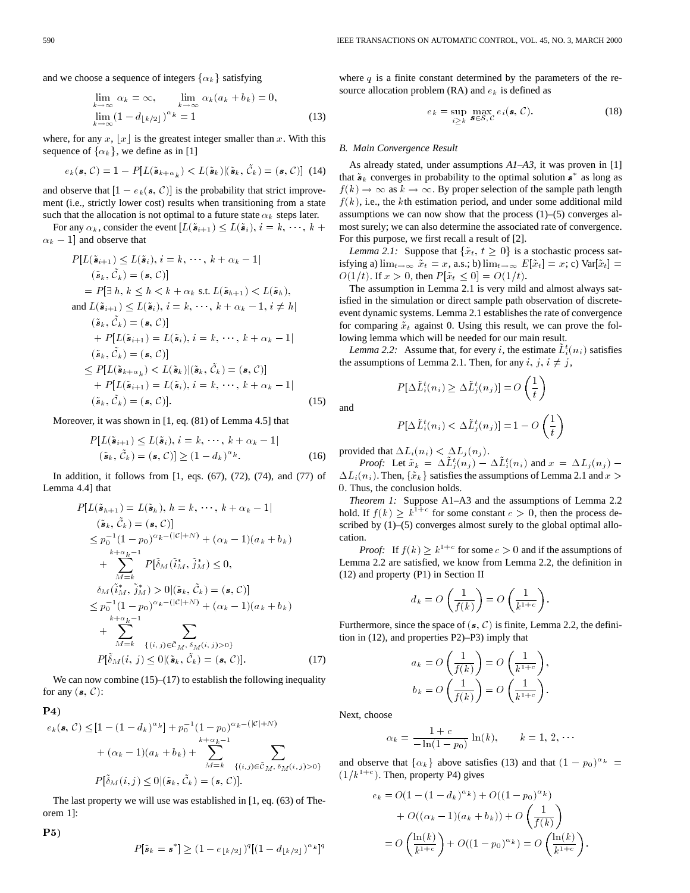and we choose a sequence of integers $\{\alpha_k\}$ satisfying

$$\lim_{k\to\infty} \alpha_k = \infty, \qquad \lim_{k\to\infty} \alpha_k(a_k + b_k) = 0,$$
$$\lim_{k\to\infty} (1 - d_{\lfloor k/2 \rfloor})^{\alpha_k} = 1 \tag{13}$$

where, for any $x$, $\lfloor x \rfloor$ is the greatest integer smaller than $x$. With this sequence of $\{\alpha_k\}$, we define as in [1]

$$e_k(\mathbf{s}, \mathcal{C}) = 1 - P[L(\tilde{\mathbf{s}}_{k+\alpha_k}) < L(\tilde{\mathbf{s}}_k) | (\tilde{\mathbf{s}}_k, \tilde{\mathcal{C}}_k) = (\mathbf{s}, \mathcal{C})] \tag{14}$$

and observe that $[1 - e_k(\mathbf{s}, \mathcal{C})]$ is the probability that strict improvement (i.e., strictly lower cost) results when transitioning from a state such that the allocation is not optimal to a future state $\alpha_k$ steps later.

For any $\alpha_k$, consider the event $[L(\tilde{\mathbf{s}}_{i+1}) \le L(\tilde{\mathbf{s}}_i),\, i = k, \cdots, k + \alpha_k - 1]$ and observe that

$$\begin{aligned}
&P[L(\tilde{\mathbf{s}}_{i+1}) \le L(\tilde{\mathbf{s}}_i),\, i = k, \cdots, k + \alpha_k - 1 | \\
&\quad (\tilde{\mathbf{s}}_k, \tilde{\mathcal{C}}_k) = (\mathbf{s}, \mathcal{C})] \\
&= P[\exists\, h,\, k \le h < k + \alpha_k \text{ s.t. } L(\tilde{\mathbf{s}}_{h+1}) < L(\tilde{\mathbf{s}}_h), \\
&\text{and } L(\tilde{\mathbf{s}}_{i+1}) \le L(\tilde{\mathbf{s}}_i),\, i = k, \cdots, k + \alpha_k - 1,\, i \ne h | \\
&\quad (\tilde{\mathbf{s}}_k, \tilde{\mathcal{C}}_k) = (\mathbf{s}, \mathcal{C})] \\
&\quad + P[L(\tilde{\mathbf{s}}_{i+1}) = L(\tilde{\mathbf{s}}_i),\, i = k, \cdots, k + \alpha_k - 1 | \\
&\quad (\tilde{\mathbf{s}}_k, \tilde{\mathcal{C}}_k) = (\mathbf{s}, \mathcal{C})] \\
&\le P[L(\tilde{\mathbf{s}}_{k+\alpha_k}) < L(\tilde{\mathbf{s}}_k) | (\tilde{\mathbf{s}}_k, \tilde{\mathcal{C}}_k) = (\mathbf{s}, \mathcal{C})] \\
&\quad + P[L(\tilde{\mathbf{s}}_{i+1}) = L(\tilde{\mathbf{s}}_i),\, i = k, \cdots, k + \alpha_k - 1 | \\
&\quad (\tilde{\mathbf{s}}_k, \tilde{\mathcal{C}}_k) = (\mathbf{s}, \mathcal{C})].
\end{aligned} \tag{15}$$

Moreover, it was shown in [1, eq. (81) of Lemma 4.5] that

$$\begin{aligned}
&P[L(\tilde{\mathbf{s}}_{i+1}) \le L(\tilde{\mathbf{s}}_i),\, i = k, \cdots, k + \alpha_k - 1 | \\
&\quad (\tilde{\mathbf{s}}_k, \tilde{\mathcal{C}}_k) = (\mathbf{s}, \mathcal{C})] \ge (1 - d_k)^{\alpha_k}.
\end{aligned} \tag{16}$$

In addition, it follows from [1, eqs. (67), (72), (74), and (77) of Lemma 4.4] that

$$\begin{aligned}
&P[L(\tilde{\mathbf{s}}_{h+1}) = L(\tilde{\mathbf{s}}_h),\, h = k, \cdots, k + \alpha_k - 1 | \\
&\quad (\tilde{\mathbf{s}}_k, \tilde{\mathcal{C}}_k) = (\mathbf{s}, \mathcal{C})] \\
&\le p_0^{-1}(1 - p_0)^{\alpha_k - (|\mathcal{C}| + N)} + (\alpha_k - 1)(a_k + b_k) \\
&\quad + \sum_{M=k}^{k+\alpha_k-1} P[\tilde{\delta}_M(\tilde{i}_M^*, \tilde{j}_M^*) \le 0, \\
&\quad \delta_M(\tilde{i}_M^*, \tilde{j}_M^*) > 0 | (\tilde{\mathbf{s}}_k, \tilde{\mathcal{C}}_k) = (\mathbf{s}, \mathcal{C})] \\
&\le p_0^{-1}(1 - p_0)^{\alpha_k - (|\mathcal{C}| + N)} + (\alpha_k - 1)(a_k + b_k) \\
&\quad + \sum_{M=k}^{k+\alpha_k-1} \sum_{\{(i,j) \in \tilde{\mathcal{C}}_M,\, \delta_M(i,j) > 0\}} \\
&\quad P[\tilde{\delta}_M(i, j) \le 0 | (\tilde{\mathbf{s}}_k, \tilde{\mathcal{C}}_k) = (\mathbf{s}, \mathcal{C})].
\end{aligned} \tag{17}$$

We can now combine (15)–(17) to establish the following inequality for any $(\mathbf{s}, \mathcal{C})$:

**P4)**

$$\begin{aligned}
e_k(\mathbf{s}, \mathcal{C}) &\le [1 - (1 - d_k)^{\alpha_k}] + p_0^{-1}(1 - p_0)^{\alpha_k - (|\mathcal{C}| + N)} \\
&\quad + (\alpha_k - 1)(a_k + b_k) + \sum_{M=k}^{k+\alpha_k-1} \sum_{\{(i,j) \in \tilde{\mathcal{C}}_M,\, \delta_M(i,j) > 0\}} \\
&\quad P[\tilde{\delta}_M(i, j) \le 0 | (\tilde{\mathbf{s}}_k, \tilde{\mathcal{C}}_k) = (\mathbf{s}, \mathcal{C})].
\end{aligned}$$

The last property we will use was established in [1, eq. (63) of Theorem 1]:

**P5)**

$$P[\tilde{\mathbf{s}}_k = \mathbf{s}^*] \ge (1 - e_{\lfloor k/2 \rfloor})^q [(1 - d_{\lfloor k/2 \rfloor})^{\alpha_k}]^q$$

where $q$ is a finite constant determined by the parameters of the resource allocation problem (RA) and $e_k$ is defined as

$$e_k = \sup_{i \ge k} \max_{\mathbf{s} \in \mathcal{S},\, \mathcal{C}} e_i(\mathbf{s}, \mathcal{C}). \tag{18}$$

### B. Main Convergence Result

As already stated, under assumptions *A1–A3*, it was proven in [1] that $\tilde{\mathbf{s}}_k$ converges in probability to the optimal solution $\mathbf{s}^*$ as long as $f(k) \to \infty$ as $k \to \infty$. By proper selection of the sample path length $f(k)$, i.e., the $k$th estimation period, and under some additional mild assumptions we can now show that the process (1)–(5) converges almost surely; we can also determine the associated rate of convergence. For this purpose, we first recall a result of [2].

*Lemma 2.1:* Suppose that $\{\tilde{x}_t, t \ge 0\}$ is a stochastic process satisfying a) $\lim_{t\to\infty} \tilde{x}_t = x$, a.s.; b) $\lim_{t\to\infty} E[\tilde{x}_t] = x$; c) $\text{Var}[\tilde{x}_t] = O(1/t)$. If $x > 0$, then $P[\tilde{x}_t \le 0] = O(1/t)$.

The assumption in Lemma 2.1 is very mild and almost always satisfied in the simulation or direct sample path observation of discrete-event dynamic systems. Lemma 2.1 establishes the rate of convergence for comparing $\tilde{x}_t$ against 0. Using this result, we can prove the following lemma which will be needed for our main result.

*Lemma 2.2:* Assume that, for every $i$, the estimate $\tilde{L}_i^t(n_i)$ satisfies the assumptions of Lemma 2.1. Then, for any $i, j, i \ne j$,

$$P[\Delta \tilde{L}_i^t(n_i) \ge \Delta \tilde{L}_j^t(n_j)] = O\left(\frac{1}{t}\right)$$

and

$$P[\Delta \tilde{L}_i^t(n_i) < \Delta \tilde{L}_j^t(n_j)] = 1 - O\left(\frac{1}{t}\right)$$

provided that $\Delta L_i(n_i) < \Delta L_j(n_j)$.

*Proof:* Let $\tilde{x}_k = \Delta \tilde{L}_j^t(n_j) - \Delta \tilde{L}_i^t(n_i)$ and $x = \Delta L_j(n_j) - \Delta L_i(n_i)$. Then, $\{\tilde{x}_k\}$ satisfies the assumptions of Lemma 2.1 and $x > 0$. Thus, the conclusion holds.

*Theorem 1:* Suppose A1–A3 and the assumptions of Lemma 2.2 hold. If $f(k) \ge k^{1+c}$ for some constant $c > 0$, then the process described by (1)–(5) converges almost surely to the global optimal allocation.

*Proof:* If $f(k) \ge k^{1+c}$ for some $c > 0$ and if the assumptions of Lemma 2.2 are satisfied, we know from Lemma 2.2, the definition in (12) and property (P1) in Section II

$$d_k = O\left(\frac{1}{f(k)}\right) = O\left(\frac{1}{k^{1+c}}\right).$$

Furthermore, since the space of $(\mathbf{s}, \mathcal{C})$ is finite, Lemma 2.2, the definition in (12), and properties P2)–P3) imply that

$$a_k = O\left(\frac{1}{f(k)}\right) = O\left(\frac{1}{k^{1+c}}\right),$$
$$b_k = O\left(\frac{1}{f(k)}\right) = O\left(\frac{1}{k^{1+c}}\right).$$

Next, choose

$$\alpha_k = \frac{1 + c}{-\ln(1 - p_0)} \ln(k), \qquad k = 1, 2, \cdots$$

and observe that $\{\alpha_k\}$ above satisfies (13) and that $(1 - p_0)^{\alpha_k} = (1/k^{1+c})$. Then, property P4) gives

$$\begin{aligned}
e_k &= O(1 - (1 - d_k)^{\alpha_k}) + O((1 - p_0)^{\alpha_k}) \\
&\quad + O((\alpha_k - 1)(a_k + b_k)) + O\left(\frac{1}{f(k)}\right) \\
&= O\left(\frac{\ln(k)}{k^{1+c}}\right) + O((1 - p_0)^{\alpha_k}) = O\left(\frac{\ln(k)}{k^{1+c}}\right).
\end{aligned}$$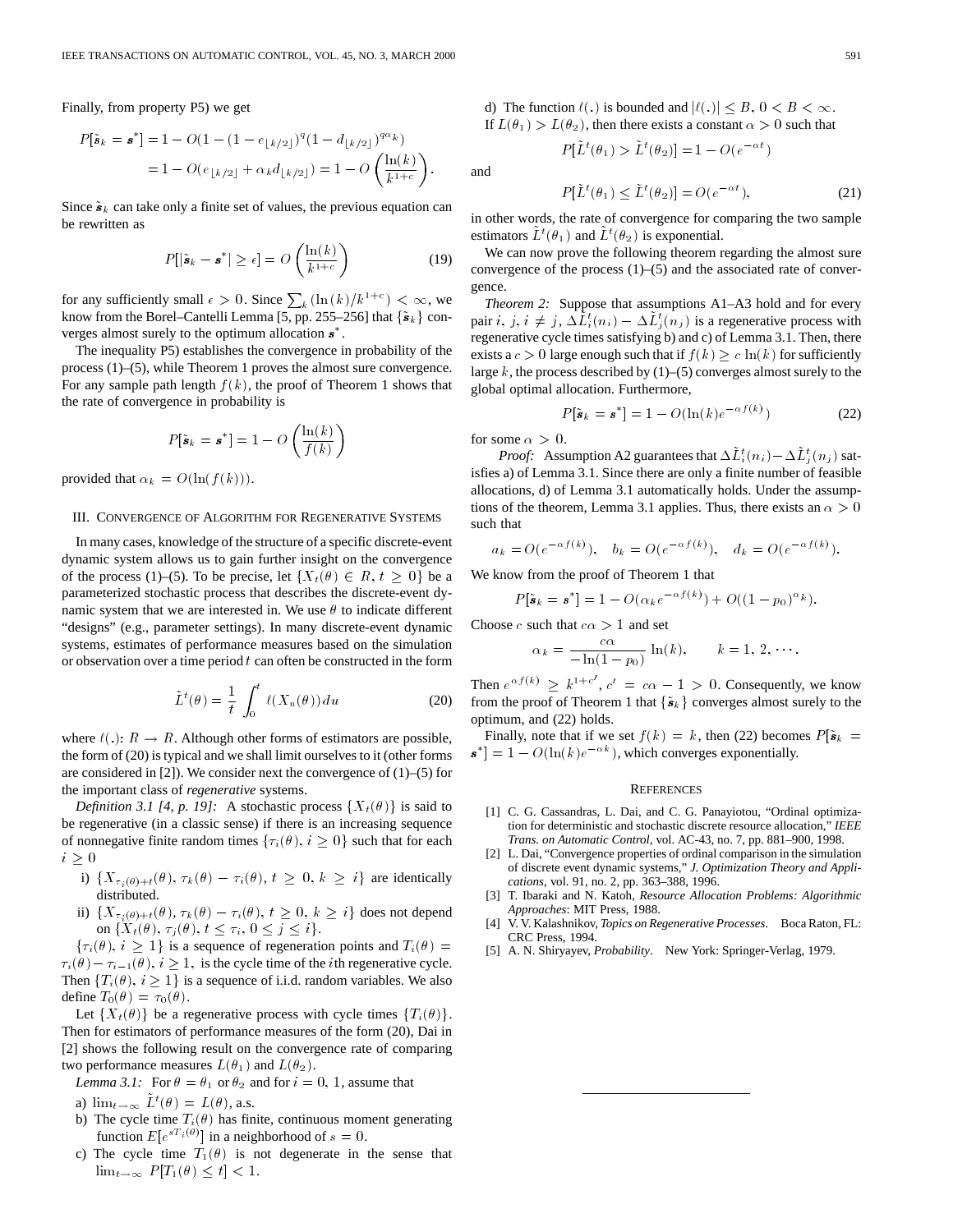Finally, from property P5) we get

$$\begin{aligned} P[\tilde{\boldsymbol{s}}_k = \boldsymbol{s}^*] &= 1 - O(1 - (1 - e_{\lfloor k/2 \rfloor})^q (1 - d_{\lfloor k/2 \rfloor})^{q\alpha_k}) \\ &= 1 - O(e_{\lfloor k/2 \rfloor} + \alpha_k d_{\lfloor k/2 \rfloor}) = 1 - O\left(\frac{\ln(k)}{k^{1+c}}\right). \end{aligned}$$

Since $\tilde{\boldsymbol{s}}_k$ can take only a finite set of values, the previous equation can be rewritten as

$$P[|\tilde{\boldsymbol{s}}_k - \boldsymbol{s}^*| \geq \epsilon] = O\left(\frac{\ln(k)}{k^{1+c}}\right) \tag{19}$$

for any sufficiently small $\epsilon > 0$. Since $\sum_k (\ln(k)/k^{1+c}) < \infty$, we know from the Borel–Cantelli Lemma [5, pp. 255–256] that $\{\tilde{\boldsymbol{s}}_k\}$ converges almost surely to the optimum allocation $\boldsymbol{s}^*$.

The inequality P5) establishes the convergence in probability of the process (1)–(5), while Theorem 1 proves the almost sure convergence. For any sample path length $f(k)$, the proof of Theorem 1 shows that the rate of convergence in probability is

$$P[\tilde{\boldsymbol{s}}_k = \boldsymbol{s}^*] = 1 - O\left(\frac{\ln(k)}{f(k)}\right)$$

provided that $\alpha_k = O(\ln(f(k)))$.

## III. Convergence of Algorithm for Regenerative Systems

In many cases, knowledge of the structure of a specific discrete-event dynamic system allows us to gain further insight on the convergence of the process (1)–(5). To be precise, let $\{X_t(\theta) \in R, t \geq 0\}$ be a parameterized stochastic process that describes the discrete-event dynamic system that we are interested in. We use $\theta$ to indicate different "designs" (e.g., parameter settings). In many discrete-event dynamic systems, estimates of performance measures based on the simulation or observation over a time period $t$ can often be constructed in the form

$$\tilde{L}^t(\theta) = \frac{1}{t} \int_0^t \ell(X_u(\theta))\, du \tag{20}$$

where $\ell(.)$: $R \rightarrow R$. Although other forms of estimators are possible, the form of (20) is typical and we shall limit ourselves to it (other forms are considered in [2]). We consider next the convergence of (1)–(5) for the important class of *regenerative* systems.

*Definition 3.1 [4, p. 19]:* A stochastic process $\{X_t(\theta)\}$ is said to be regenerative (in a classic sense) if there is an increasing sequence of nonnegative finite random times $\{\tau_i(\theta), i \geq 0\}$ such that for each $i \geq 0$

i) $\{X_{\tau_i(\theta)+t}(\theta), \tau_k(\theta) - \tau_i(\theta), t \geq 0, k \geq i\}$ are identically distributed.

ii) $\{X_{\tau_i(\theta)+t}(\theta), \tau_k(\theta) - \tau_i(\theta), t \geq 0, k \geq i\}$ does not depend on $\{X_t(\theta), \tau_j(\theta), t \leq \tau_i, 0 \leq j \leq i\}$.

$\{\tau_i(\theta), i \geq 1\}$ is a sequence of regeneration points and $T_i(\theta) = \tau_i(\theta) - \tau_{i-1}(\theta), i \geq 1,$ is the cycle time of the $i$th regenerative cycle. Then $\{T_i(\theta), i \geq 1\}$ is a sequence of i.i.d. random variables. We also define $T_0(\theta) = \tau_0(\theta)$.

Let $\{X_t(\theta)\}$ be a regenerative process with cycle times $\{T_i(\theta)\}$. Then for estimators of performance measures of the form (20), Dai in [2] shows the following result on the convergence rate of comparing two performance measures $L(\theta_1)$ and $L(\theta_2)$.

*Lemma 3.1:* For $\theta = \theta_1$ or $\theta_2$ and for $i = 0, 1$, assume that

a) $\lim_{t\rightarrow\infty} \tilde{L}^t(\theta) = L(\theta)$, a.s.

b) The cycle time $T_i(\theta)$ has finite, continuous moment generating function $E[e^{sT_i(\theta)}]$ in a neighborhood of $s = 0$.

c) The cycle time $T_1(\theta)$ is not degenerate in the sense that $\lim_{t\rightarrow\infty} P[T_1(\theta) \leq t] < 1$.

d) The function $\ell(.)$ is bounded and $|\ell(.)| \leq B, 0 < B < \infty$.

If $L(\theta_1) > L(\theta_2)$, then there exists a constant $\alpha > 0$ such that

$$P[\tilde{L}^t(\theta_1) > \tilde{L}^t(\theta_2)] = 1 - O(e^{-\alpha t})$$

and

$$P[\tilde{L}^t(\theta_1) \leq \tilde{L}^t(\theta_2)] = O(e^{-\alpha t}), \tag{21}$$

in other words, the rate of convergence for comparing the two sample estimators $\tilde{L}^t(\theta_1)$ and $\tilde{L}^t(\theta_2)$ is exponential.

We can now prove the following theorem regarding the almost sure convergence of the process (1)–(5) and the associated rate of convergence.

*Theorem 2:* Suppose that assumptions A1–A3 hold and for every pair $i, j, i \neq j$, $\Delta\tilde{L}_i^t(n_i) - \Delta\tilde{L}_j^t(n_j)$ is a regenerative process with regenerative cycle times satisfying b) and c) of Lemma 3.1. Then, there exists a $c > 0$ large enough such that if $f(k) \geq c \ln(k)$ for sufficiently large $k$, the process described by (1)–(5) converges almost surely to the global optimal allocation. Furthermore,

$$P[\tilde{\boldsymbol{s}}_k = \boldsymbol{s}^*] = 1 - O(\ln(k)e^{-\alpha f(k)}) \tag{22}$$

for some $\alpha > 0$.

*Proof:* Assumption A2 guarantees that $\Delta\tilde{L}_i^t(n_i) - \Delta\tilde{L}_j^t(n_j)$ satisfies a) of Lemma 3.1. Since there are only a finite number of feasible allocations, d) of Lemma 3.1 automatically holds. Under the assumptions of the theorem, Lemma 3.1 applies. Thus, there exists an $\alpha > 0$ such that

$$a_k = O(e^{-\alpha f(k)}), \quad b_k = O(e^{-\alpha f(k)}), \quad d_k = O(e^{-\alpha f(k)}).$$

We know from the proof of Theorem 1 that

$$P[\tilde{\boldsymbol{s}}_k = \boldsymbol{s}^*] = 1 - O(\alpha_k e^{-\alpha f(k)}) + O((1 - p_0)^{\alpha_k}).$$

Choose $c$ such that $c\alpha > 1$ and set

$$\alpha_k = \frac{c\alpha}{-\ln(1 - p_0)} \ln(k), \qquad k = 1, 2, \cdots.$$

Then $e^{\alpha f(k)} \geq k^{1+c'}$, $c' = c\alpha - 1 > 0$. Consequently, we know from the proof of Theorem 1 that $\{\tilde{\boldsymbol{s}}_k\}$ converges almost surely to the optimum, and (22) holds.

Finally, note that if we set $f(k) = k$, then (22) becomes $P[\tilde{\boldsymbol{s}}_k = \boldsymbol{s}^*] = 1 - O(\ln(k)e^{-\alpha k})$, which converges exponentially.

## References

[1] C. G. Cassandras, L. Dai, and C. G. Panayiotou, "Ordinal optimization for deterministic and stochastic discrete resource allocation," *IEEE Trans. on Automatic Control*, vol. AC-43, no. 7, pp. 881–900, 1998.

[2] L. Dai, "Convergence properties of ordinal comparison in the simulation of discrete event dynamic systems," *J. Optimization Theory and Applications*, vol. 91, no. 2, pp. 363–388, 1996.

[3] T. Ibaraki and N. Katoh, *Resource Allocation Problems: Algorithmic Approaches*: MIT Press, 1988.

[4] V. V. Kalashnikov, *Topics on Regenerative Processes*. Boca Raton, FL: CRC Press, 1994.

[5] A. N. Shiryayev, *Probability*. New York: Springer-Verlag, 1979.